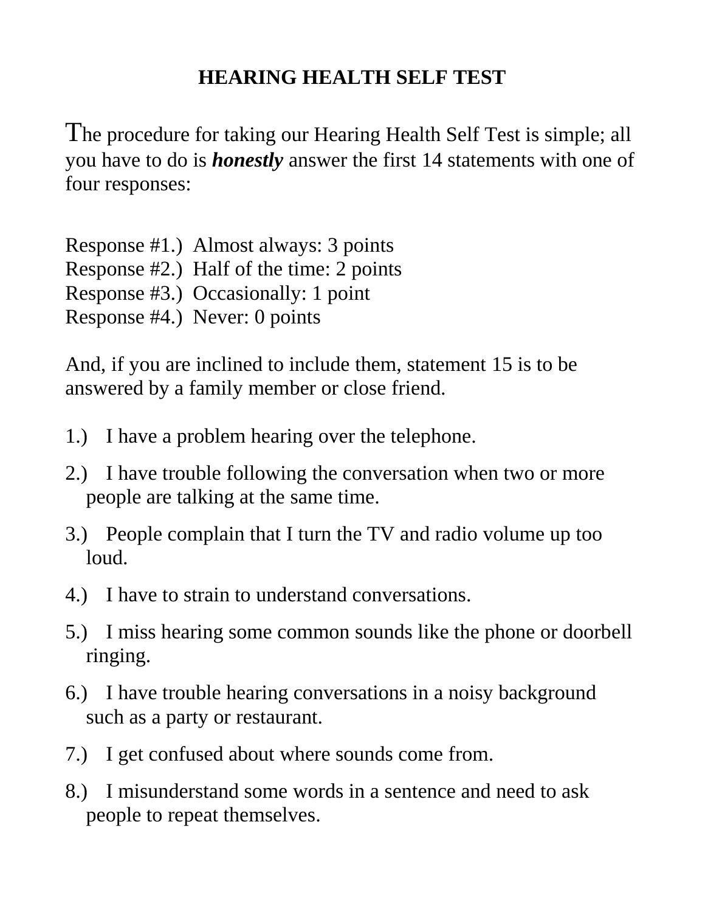# HEARING HEALTH SELF TEST

The procedure for taking our Hearing Health Self Test is simple; all you have to do is ***honestly*** answer the first 14 statements with one of four responses:

Response #1.) Almost always: 3 points
Response #2.) Half of the time: 2 points
Response #3.) Occasionally: 1 point
Response #4.) Never: 0 points

And, if you are inclined to include them, statement 15 is to be answered by a family member or close friend.

1.) I have a problem hearing over the telephone.

2.) I have trouble following the conversation when two or more people are talking at the same time.

3.) People complain that I turn the TV and radio volume up too loud.

4.) I have to strain to understand conversations.

5.) I miss hearing some common sounds like the phone or doorbell ringing.

6.) I have trouble hearing conversations in a noisy background such as a party or restaurant.

7.) I get confused about where sounds come from.

8.) I misunderstand some words in a sentence and need to ask people to repeat themselves.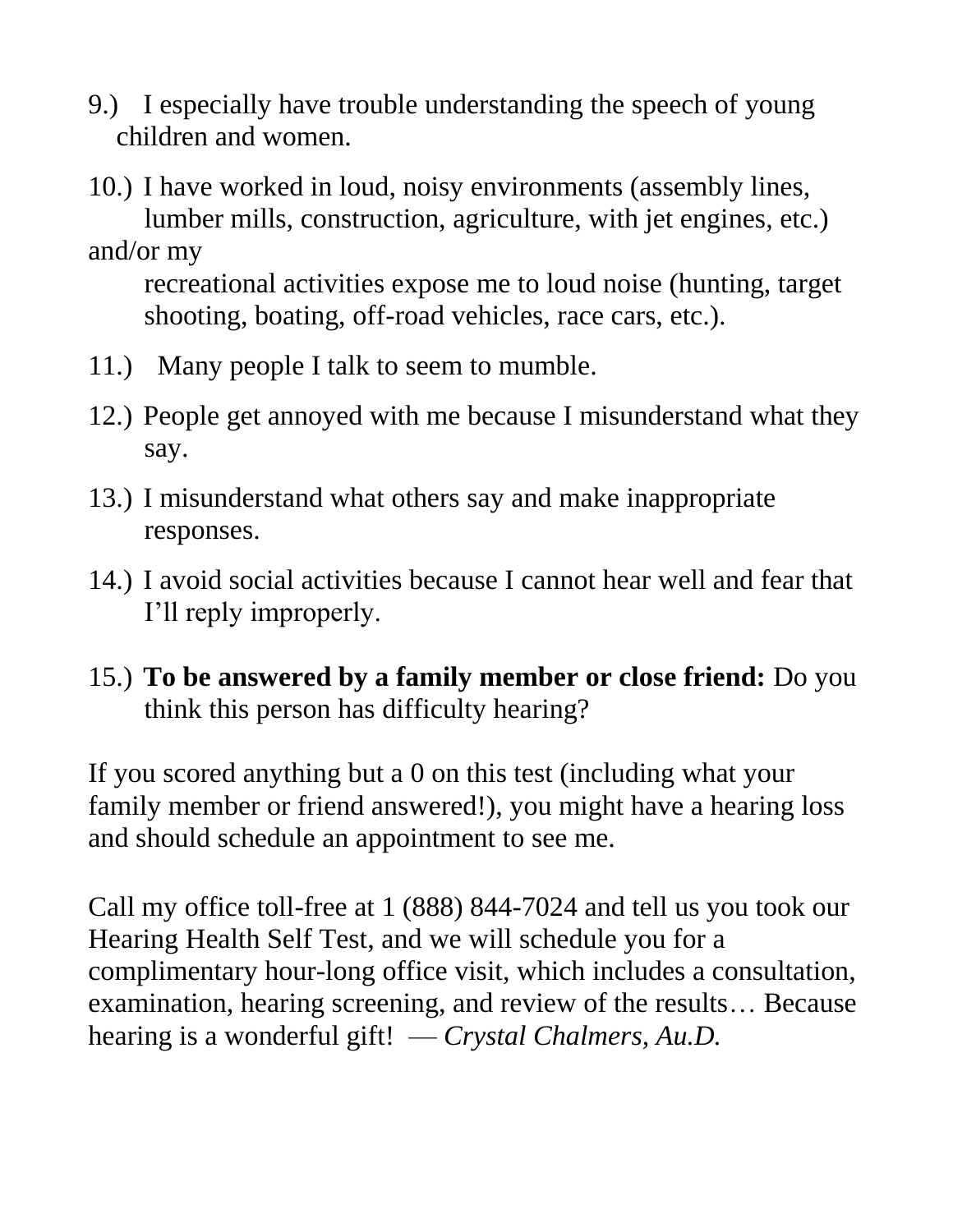9.) I especially have trouble understanding the speech of young children and women.

10.) I have worked in loud, noisy environments (assembly lines, lumber mills, construction, agriculture, with jet engines, etc.) and/or my recreational activities expose me to loud noise (hunting, target shooting, boating, off-road vehicles, race cars, etc.).

11.) Many people I talk to seem to mumble.

12.) People get annoyed with me because I misunderstand what they say.

13.) I misunderstand what others say and make inappropriate responses.

14.) I avoid social activities because I cannot hear well and fear that I'll reply improperly.

15.) **To be answered by a family member or close friend:** Do you think this person has difficulty hearing?

If you scored anything but a 0 on this test (including what your family member or friend answered!), you might have a hearing loss and should schedule an appointment to see me.

Call my office toll-free at 1 (888) 844-7024 and tell us you took our Hearing Health Self Test, and we will schedule you for a complimentary hour-long office visit, which includes a consultation, examination, hearing screening, and review of the results… Because hearing is a wonderful gift! — *Crystal Chalmers, Au.D.*